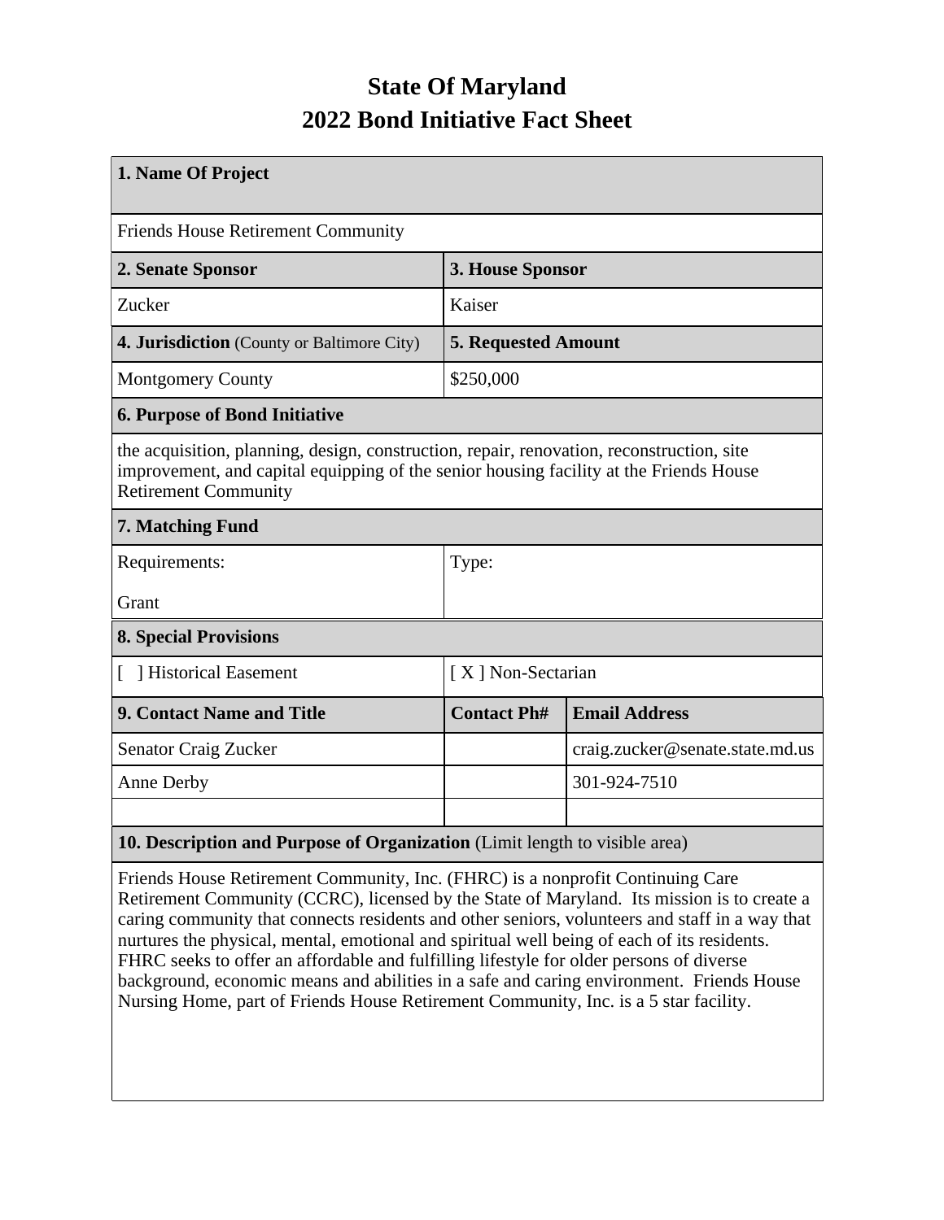# State Of Maryland
# 2022 Bond Initiative Fact Sheet

| **1. Name Of Project** | | |
|---|---|---|
| Friends House Retirement Community | | |
| **2. Senate Sponsor** | **3. House Sponsor** | |
| Zucker | Kaiser | |
| **4. Jurisdiction** (County or Baltimore City) | **5. Requested Amount** | |
| Montgomery County | $250,000 | |
| **6. Purpose of Bond Initiative** | | |
| the acquisition, planning, design, construction, repair, renovation, reconstruction, site improvement, and capital equipping of the senior housing facility at the Friends House Retirement Community | | |
| **7. Matching Fund** | | |
| Requirements:<br>Grant | Type: | |
| **8. Special Provisions** | | |
| [ ] Historical Easement | [ X ] Non-Sectarian | |
| **9. Contact Name and Title** | **Contact Ph#** | **Email Address** |
| Senator Craig Zucker | | craig.zucker@senate.state.md.us |
| Anne Derby | | 301-924-7510 |
| | | |
| **10. Description and Purpose of Organization** (Limit length to visible area) | | |
| Friends House Retirement Community, Inc. (FHRC) is a nonprofit Continuing Care Retirement Community (CCRC), licensed by the State of Maryland. Its mission is to create a caring community that connects residents and other seniors, volunteers and staff in a way that nurtures the physical, mental, emotional and spiritual well being of each of its residents. FHRC seeks to offer an affordable and fulfilling lifestyle for older persons of diverse background, economic means and abilities in a safe and caring environment. Friends House Nursing Home, part of Friends House Retirement Community, Inc. is a 5 star facility. | | |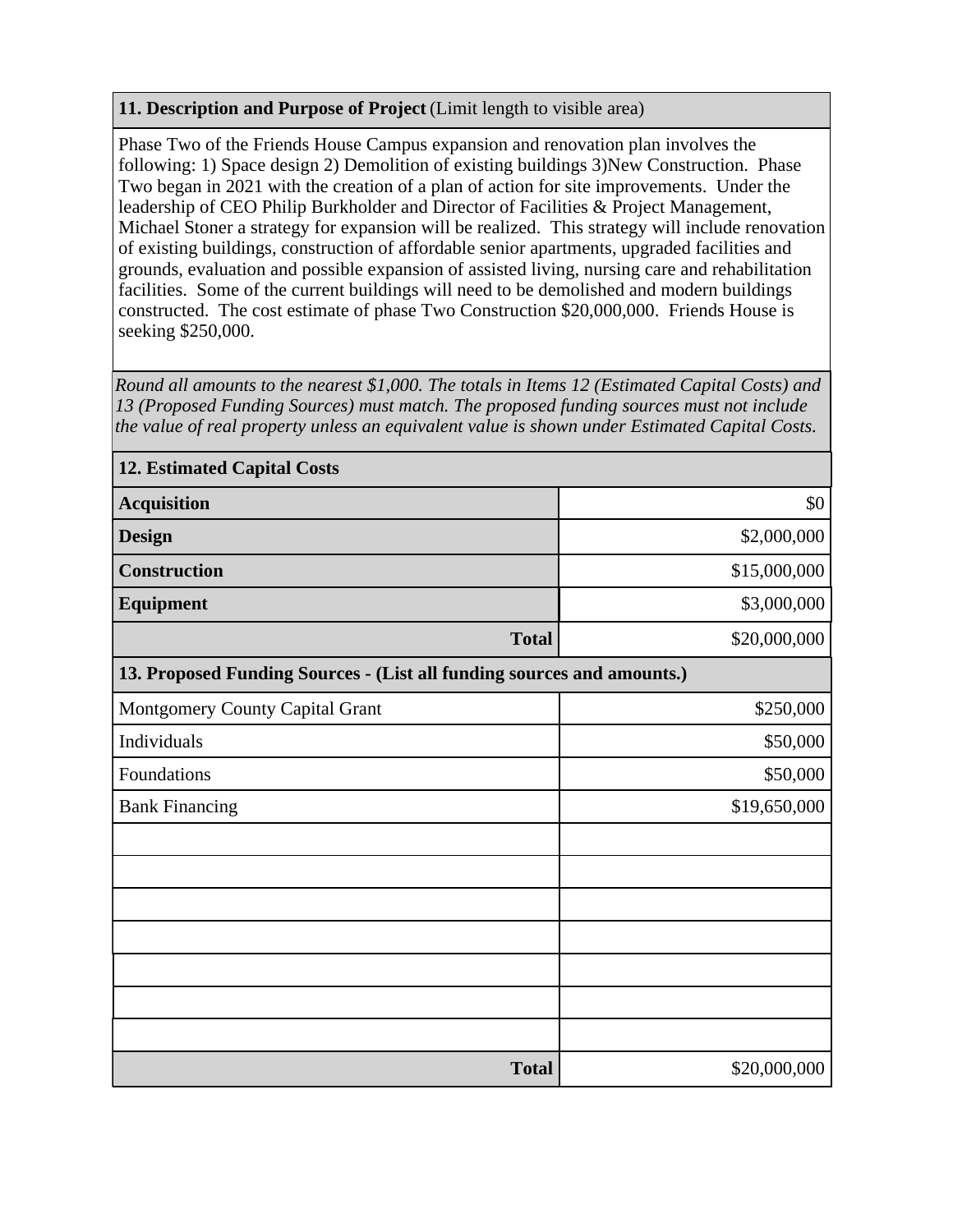**11. Description and Purpose of Project** (Limit length to visible area)

Phase Two of the Friends House Campus expansion and renovation plan involves the following: 1) Space design 2) Demolition of existing buildings 3)New Construction.  Phase Two began in 2021 with the creation of a plan of action for site improvements.  Under the leadership of CEO Philip Burkholder and Director of Facilities & Project Management, Michael Stoner a strategy for expansion will be realized.  This strategy will include renovation of existing buildings, construction of affordable senior apartments, upgraded facilities and grounds, evaluation and possible expansion of assisted living, nursing care and rehabilitation facilities.  Some of the current buildings will need to be demolished and modern buildings constructed.  The cost estimate of phase Two Construction $20,000,000.  Friends House is seeking $250,000.

*Round all amounts to the nearest $1,000. The totals in Items 12 (Estimated Capital Costs) and 13 (Proposed Funding Sources) must match. The proposed funding sources must not include the value of real property unless an equivalent value is shown under Estimated Capital Costs.*

| **12. Estimated Capital Costs** | |
|---|---|
| **Acquisition** | $0 |
| **Design** | $2,000,000 |
| **Construction** | $15,000,000 |
| **Equipment** | $3,000,000 |
| **Total** | $20,000,000 |

| **13. Proposed Funding Sources - (List all funding sources and amounts.)** | |
|---|---|
| Montgomery County Capital Grant | $250,000 |
| Individuals | $50,000 |
| Foundations | $50,000 |
| Bank Financing | $19,650,000 |
| | |
| | |
| | |
| | |
| | |
| | |
| | |
| **Total** | $20,000,000 |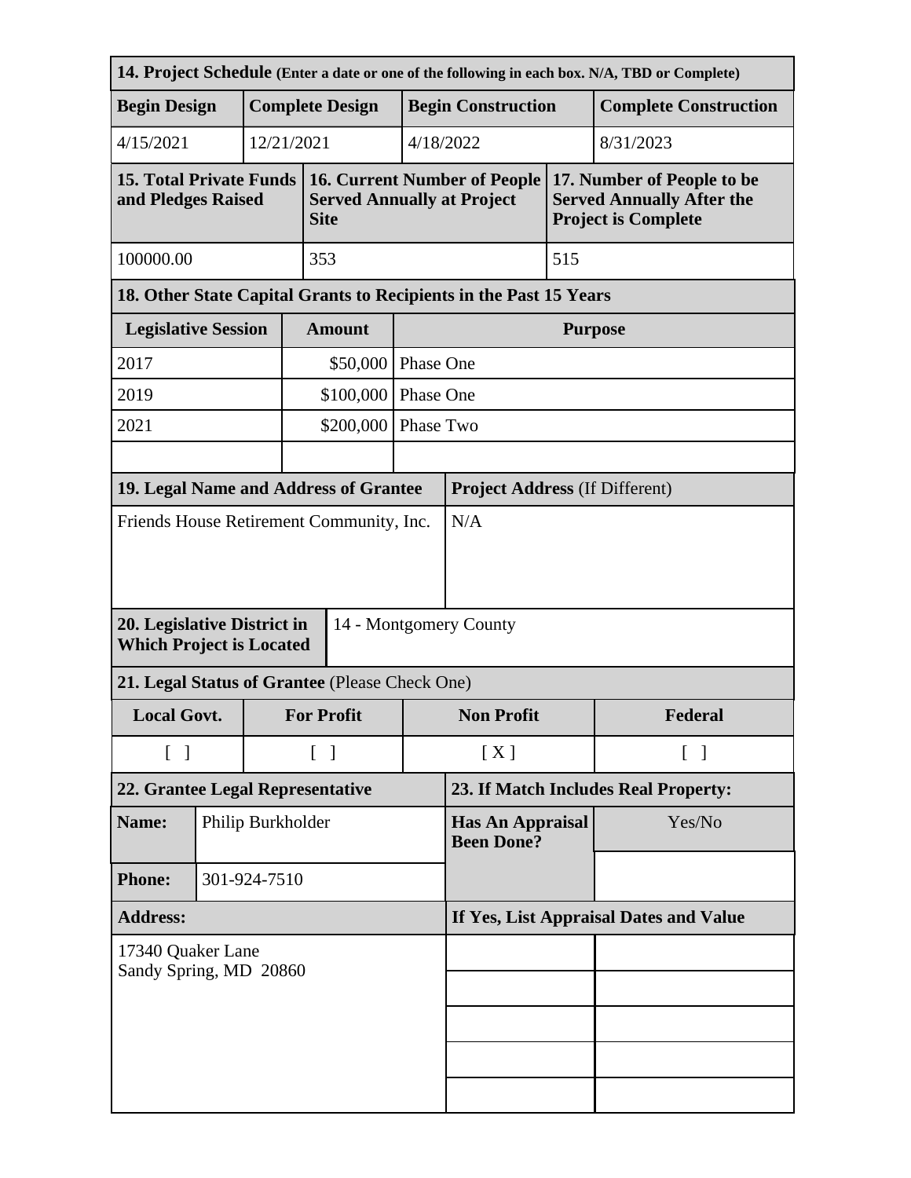### 14. Project Schedule (Enter a date or one of the following in each box. N/A, TBD or Complete)

| Begin Design | Complete Design | Begin Construction | Complete Construction |
|---|---|---|---|
| 4/15/2021 | 12/21/2021 | 4/18/2022 | 8/31/2023 |

| 15. Total Private Funds and Pledges Raised | 16. Current Number of People Served Annually at Project Site | 17. Number of People to be Served Annually After the Project is Complete |
|---|---|---|
| 100000.00 | 353 | 515 |

### 18. Other State Capital Grants to Recipients in the Past 15 Years

| Legislative Session | Amount | Purpose |
|---|---|---|
| 2017 | $50,000 | Phase One |
| 2019 | $100,000 | Phase One |
| 2021 | $200,000 | Phase Two |
| | | |

| 19. Legal Name and Address of Grantee | Project Address (If Different) |
|---|---|
| Friends House Retirement Community, Inc. | N/A |

| 20. Legislative District in Which Project is Located | 14 - Montgomery County |
|---|---|

### 21. Legal Status of Grantee (Please Check One)

| Local Govt. | For Profit | Non Profit | Federal |
|---|---|---|---|
| [ ] | [ ] | [ X ] | [ ] |

| 22. Grantee Legal Representative | | 23. If Match Includes Real Property: | |
|---|---|---|---|
| **Name:** | Philip Burkholder | **Has An Appraisal Been Done?** | Yes/No |
| **Phone:** | 301-924-7510 | | |
| **Address:** | | **If Yes, List Appraisal Dates and Value** | |
| 17340 Quaker Lane<br>Sandy Spring, MD 20860 | | | |
| | | | |
| | | | |
| | | | |
| | | | |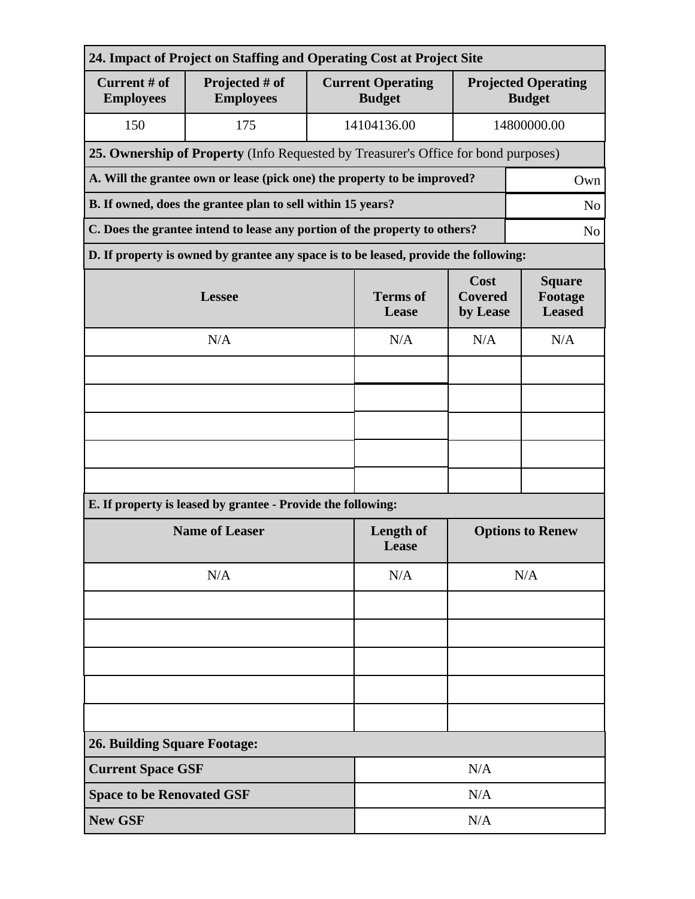**24. Impact of Project on Staffing and Operating Cost at Project Site**

| Current # of Employees | Projected # of Employees | Current Operating Budget | Projected Operating Budget |
|---|---|---|---|
| 150 | 175 | 14104136.00 | 14800000.00 |

**25. Ownership of Property** (Info Requested by Treasurer's Office for bond purposes)

| | |
|---|---|
| **A. Will the grantee own or lease (pick one) the property to be improved?** | Own |
| **B. If owned, does the grantee plan to sell within 15 years?** | No |
| **C. Does the grantee intend to lease any portion of the property to others?** | No |

**D. If property is owned by grantee any space is to be leased, provide the following:**

| Lessee | Terms of Lease | Cost Covered by Lease | Square Footage Leased |
|---|---|---|---|
| N/A | N/A | N/A | N/A |
| | | | |
| | | | |
| | | | |
| | | | |
| | | | |

**E. If property is leased by grantee - Provide the following:**

| Name of Leaser | Length of Lease | Options to Renew |
|---|---|---|
| N/A | N/A | N/A |
| | | |
| | | |
| | | |
| | | |
| | | |

**26. Building Square Footage:**

| | |
|---|---|
| **Current Space GSF** | N/A |
| **Space to be Renovated GSF** | N/A |
| **New GSF** | N/A |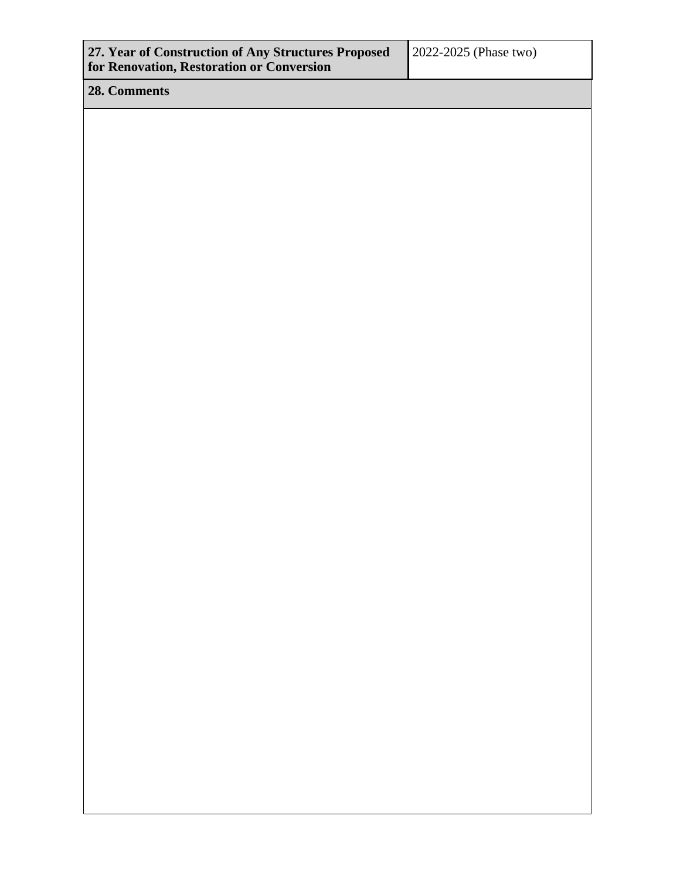| **27. Year of Construction of Any Structures Proposed for Renovation, Restoration or Conversion** | 2022-2025 (Phase two) |
|---|---|

| **28. Comments** |
|---|
| |